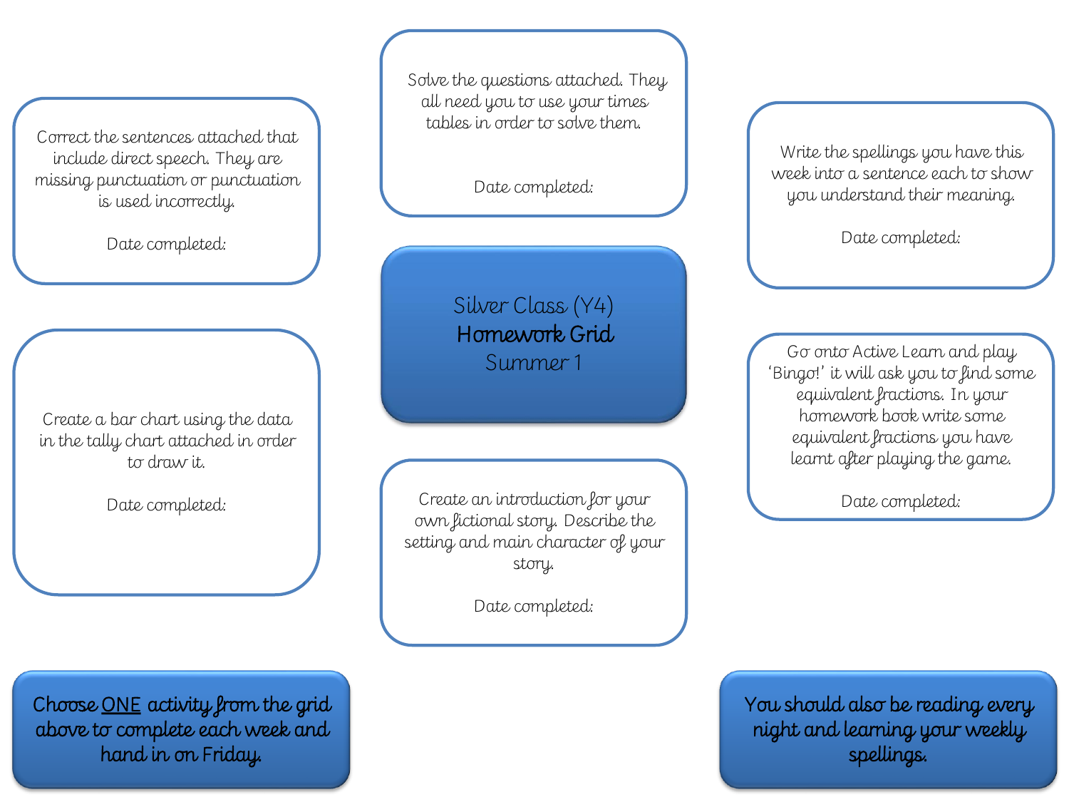# Silver Class (Y4)

## **Homework Grid**

### Summer 1

Correct the sentences attached that include direct speech. They are missing punctuation or punctuation is used incorrectly.

Date completed:

Solve the questions attached. They all need you to use your times tables in order to solve them.

Date completed:

Write the spellings you have this week into a sentence each to show you understand their meaning.

Date completed:

Create a bar chart using the data in the tally chart attached in order to draw it.

Date completed:

Go onto Active Learn and play 'Bingo!' it will ask you to find some equivalent fractions. In your homework book write some equivalent fractions you have learnt after playing the game.

Date completed:

Create an introduction for your own fictional story. Describe the setting and main character of your story.

Date completed:

Choose ONE activity from the grid above to complete each week and hand in on Friday.

You should also be reading every night and learning your weekly spellings.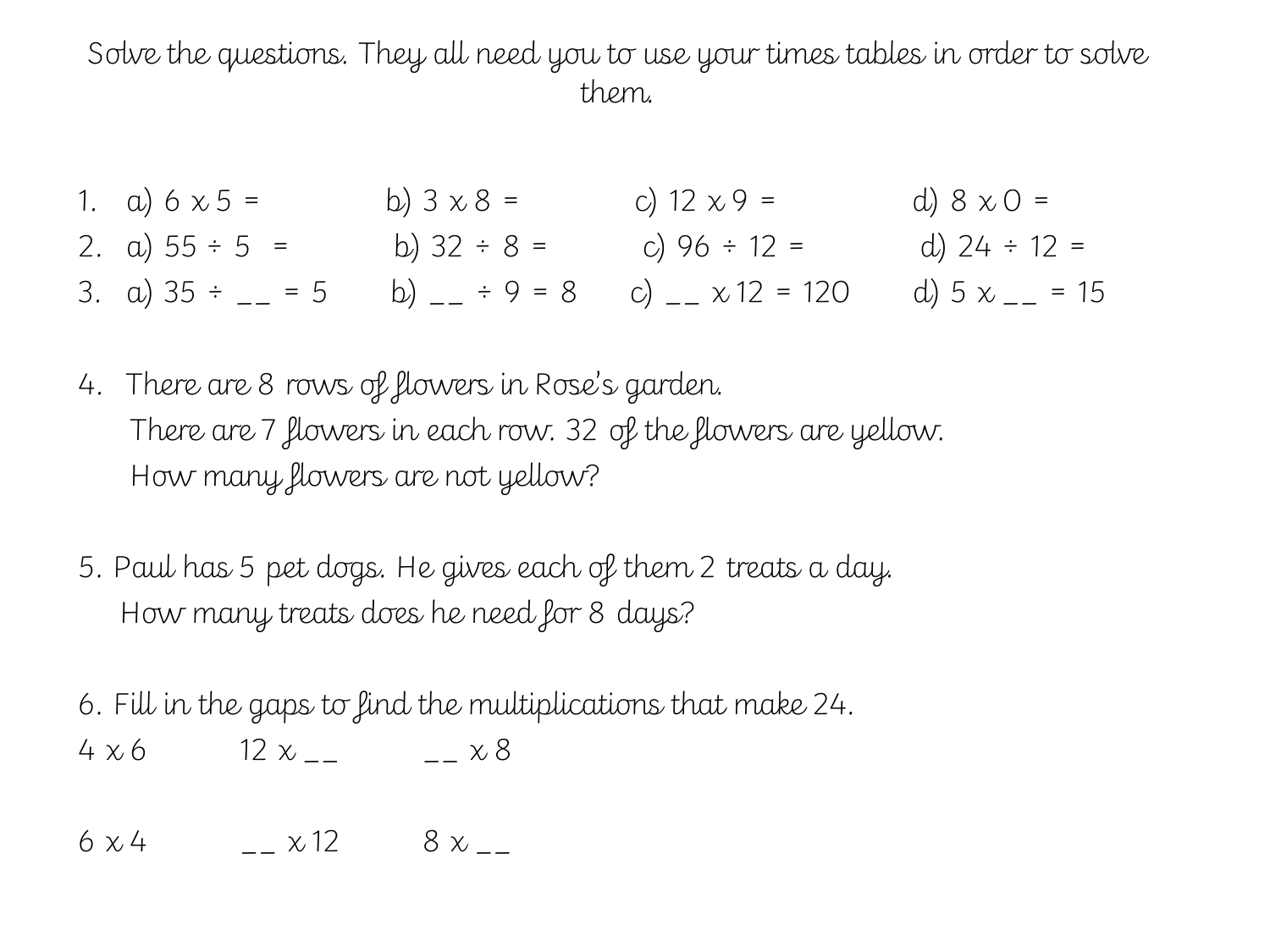Solve the questions. They all need you to use your times tables in order to solve them.

1. a) $6 \times 5 =$ b) $3 \times 8 =$ c) $12 \times 9 =$ d) $8 \times 0 =$
2. a) $55 \div 5 =$ b) $32 \div 8 =$ c) $96 \div 12 =$ d) $24 \div 12 =$
3. a) $35 \div$ __ $= 5$ b) __ $\div 9 = 8$ c) __ $\times 12 = 120$ d) $5 \times$ __ $= 15$

4. There are 8 rows of flowers in Rose's garden.
   There are 7 flowers in each row. 32 of the flowers are yellow.
   How many flowers are not yellow?

5. Paul has 5 pet dogs. He gives each of them 2 treats a day.
   How many treats does he need for 8 days?

6. Fill in the gaps to find the multiplications that make 24.

$4 \times 6$ $12 \times$ __ __ $\times 8$

$6 \times 4$ __ $\times 12$ $8 \times$ __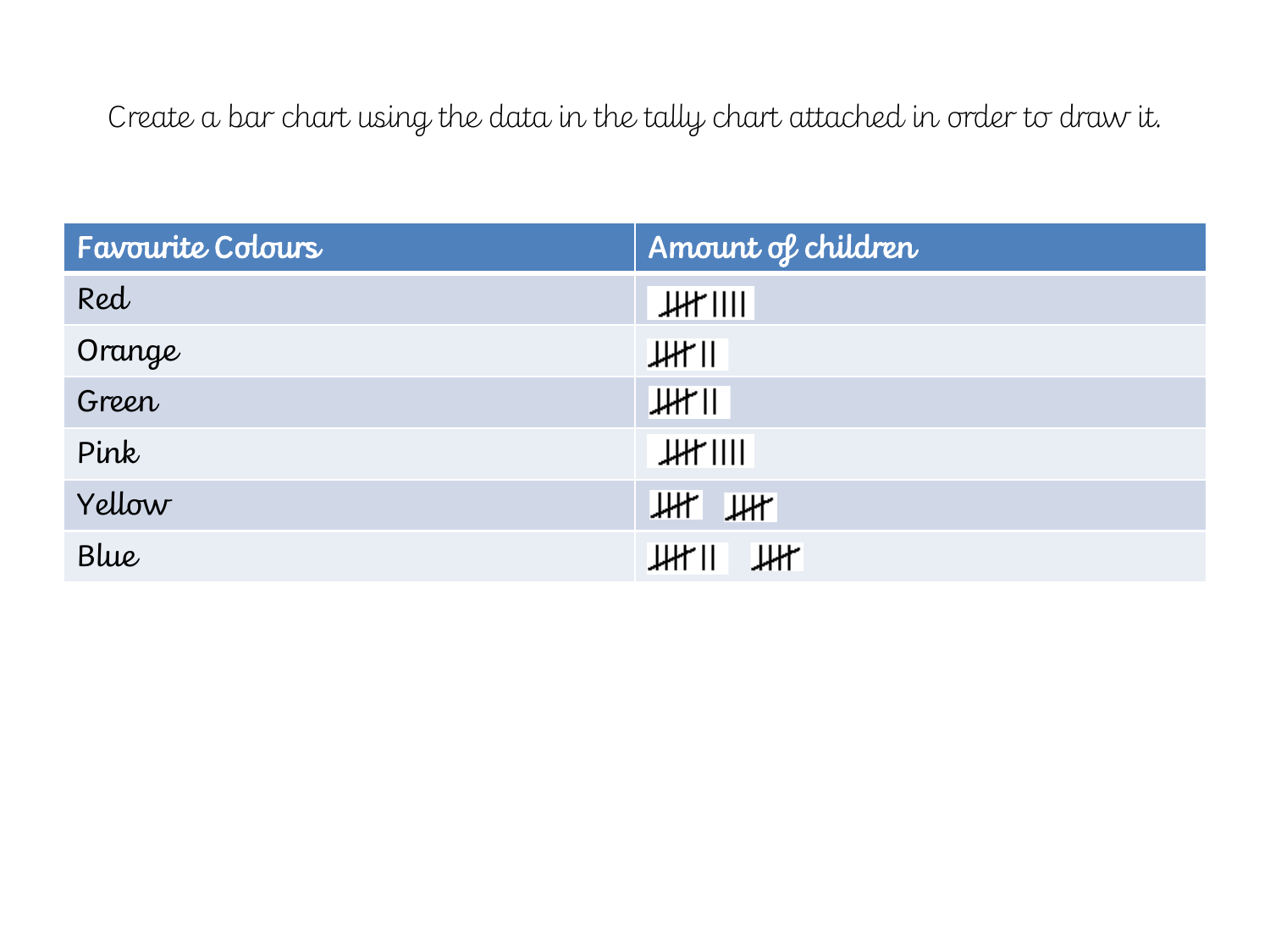Create a bar chart using the data in the tally chart attached in order to draw it.

| Favourite Colours | Amount of children |
| --- | --- |
| Red | ~~IIII~~ IIII |
| Orange | ~~IIII~~ II |
| Green | ~~IIII~~ II |
| Pink | ~~IIII~~ IIII |
| Yellow | ~~IIII~~ ~~IIII~~ |
| Blue | ~~IIII~~ II ~~IIII~~ |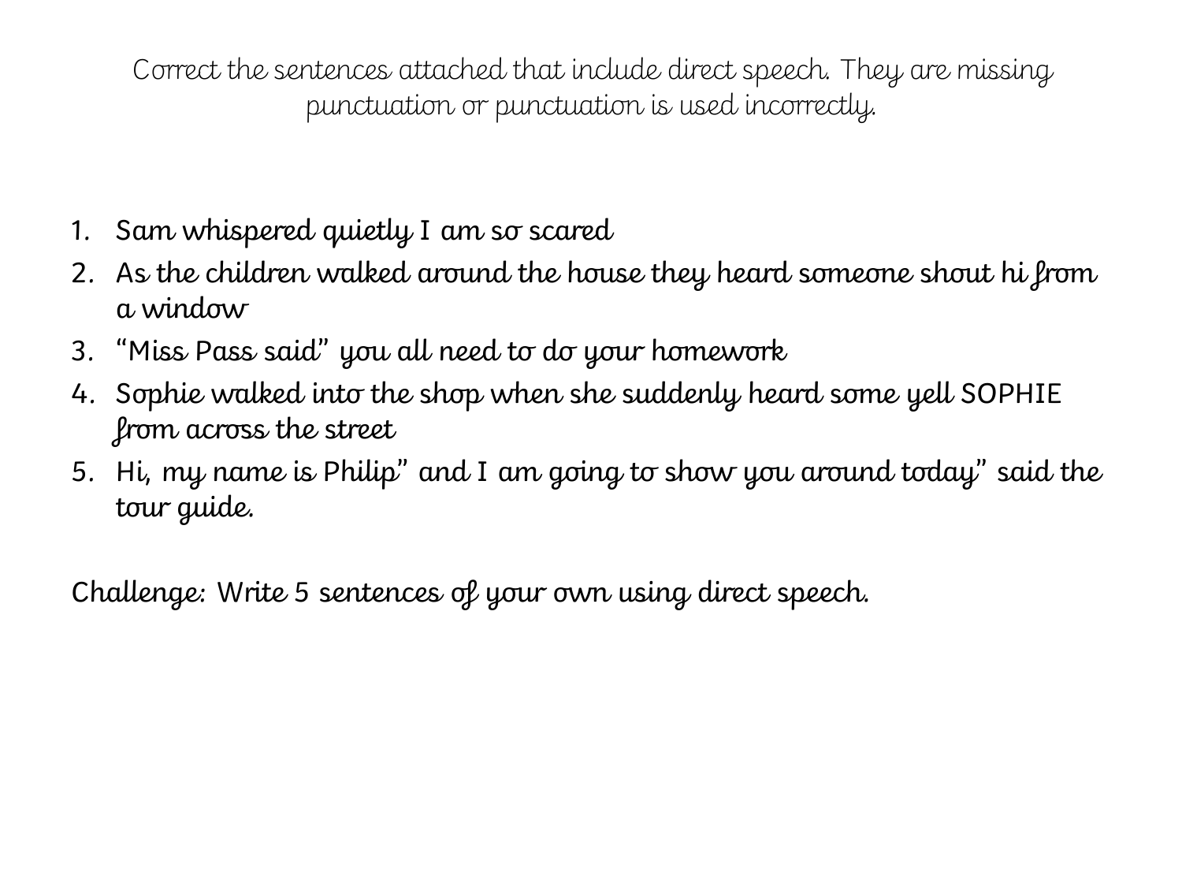Correct the sentences attached that include direct speech. They are missing punctuation or punctuation is used incorrectly.

1. Sam whispered quietly I am so scared
2. As the children walked around the house they heard someone shout hi from a window
3. “Miss Pass said” you all need to do your homework
4. Sophie walked into the shop when she suddenly heard some yell SOPHIE from across the street
5. Hi, my name is Philip” and I am going to show you around today” said the tour guide.

Challenge: Write 5 sentences of your own using direct speech.